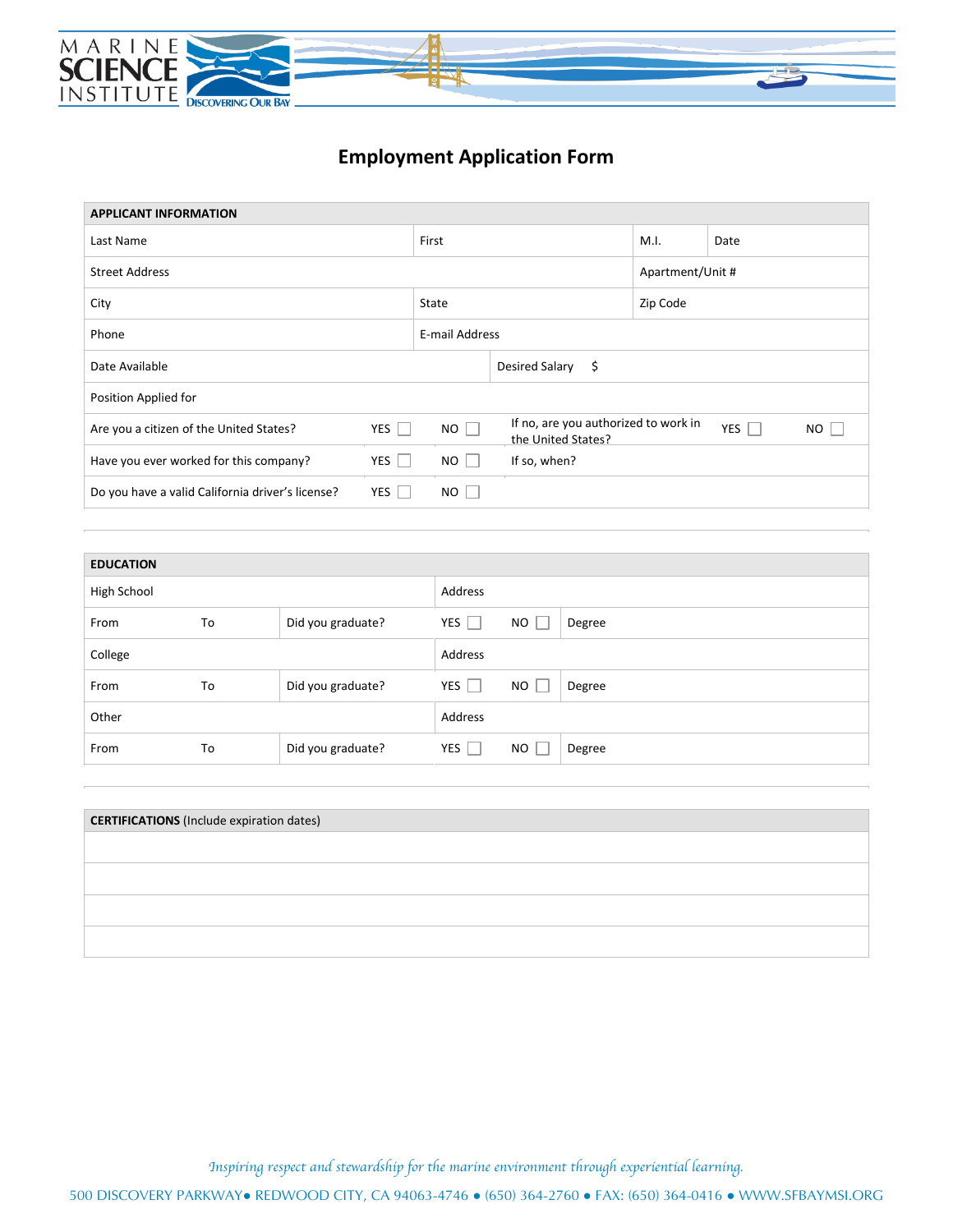MARINE SCIENCE INSTITUTE

DISCOVERING OUR BAY

# Employment Application Form

| APPLICANT INFORMATION | | | | | | |
|---|---|---|---|---|---|---|
| Last Name | | First | | M.I. | Date | |
| Street Address | | | | Apartment/Unit # | | |
| City | | State | | Zip Code | | |
| Phone | | E-mail Address | | | | |
| Date Available | | Desired Salary $ | | | | |
| Position Applied for | | | | | | |
| Are you a citizen of the United States? | YES ☐ | NO ☐ | If no, are you authorized to work in the United States? | | YES ☐ | NO ☐ |
| Have you ever worked for this company? | YES ☐ | NO ☐ | If so, when? | | | |
| Do you have a valid California driver's license? | YES ☐ | NO ☐ | | | | |

| EDUCATION | | | | | |
|---|---|---|---|---|---|
| High School | | | Address | | |
| From | To | Did you graduate? | YES ☐ | NO ☐ | Degree |
| College | | | Address | | |
| From | To | Did you graduate? | YES ☐ | NO ☐ | Degree |
| Other | | | Address | | |
| From | To | Did you graduate? | YES ☐ | NO ☐ | Degree |

| **CERTIFICATIONS** (Include expiration dates) |
|---|
| |
| |
| |
| |

*Inspiring respect and stewardship for the marine environment through experiential learning.*

500 DISCOVERY PARKWAY● REDWOOD CITY, CA 94063-4746 ● (650) 364-2760 ● FAX: (650) 364-0416 ● WWW.SFBAYMSI.ORG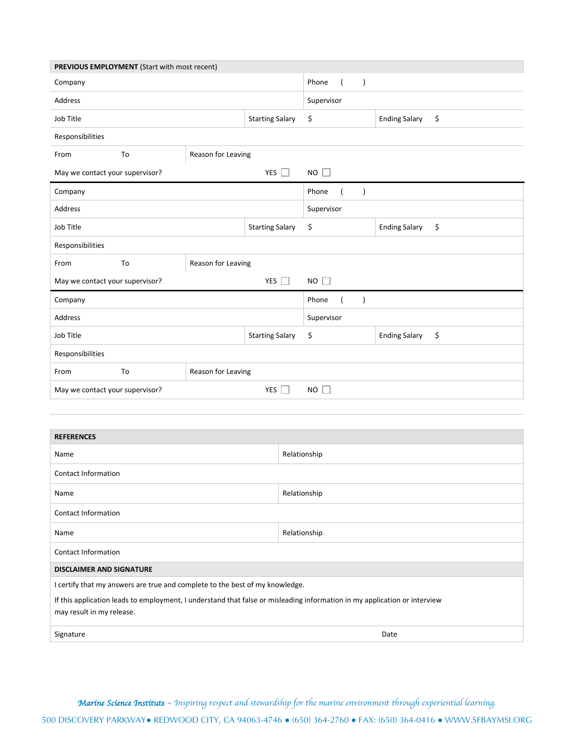## PREVIOUS EMPLOYMENT (Start with most recent)

| | | | |
|---|---|---|---|
| Company | | Phone ( ) | |
| Address | | Supervisor | |
| Job Title | Starting Salary | $ | Ending Salary $ |
| Responsibilities | | | |
| From To | Reason for Leaving | | |
| May we contact your supervisor? | YES ☐ | NO ☐ | |

| | | | |
|---|---|---|---|
| Company | | Phone ( ) | |
| Address | | Supervisor | |
| Job Title | Starting Salary | $ | Ending Salary $ |
| Responsibilities | | | |
| From To | Reason for Leaving | | |
| May we contact your supervisor? | YES ☐ | NO ☐ | |

| | | | |
|---|---|---|---|
| Company | | Phone ( ) | |
| Address | | Supervisor | |
| Job Title | Starting Salary | $ | Ending Salary $ |
| Responsibilities | | | |
| From To | Reason for Leaving | | |
| May we contact your supervisor? | YES ☐ | NO ☐ | |

## REFERENCES

| | |
|---|---|
| Name | Relationship |
| Contact Information | |
| Name | Relationship |
| Contact Information | |
| Name | Relationship |
| Contact Information | |

## DISCLAIMER AND SIGNATURE

I certify that my answers are true and complete to the best of my knowledge.

If this application leads to employment, I understand that false or misleading information in my application or interview may result in my release.

| | |
|---|---|
| Signature | Date |

***Marine Science Institute*** ~ *Inspiring respect and stewardship for the marine environment through experiential learning.*

500 DISCOVERY PARKWAY● REDWOOD CITY, CA 94063-4746 ● (650) 364-2760 ● FAX: (650) 364-0416 ● WWW.SFBAYMSI.ORG